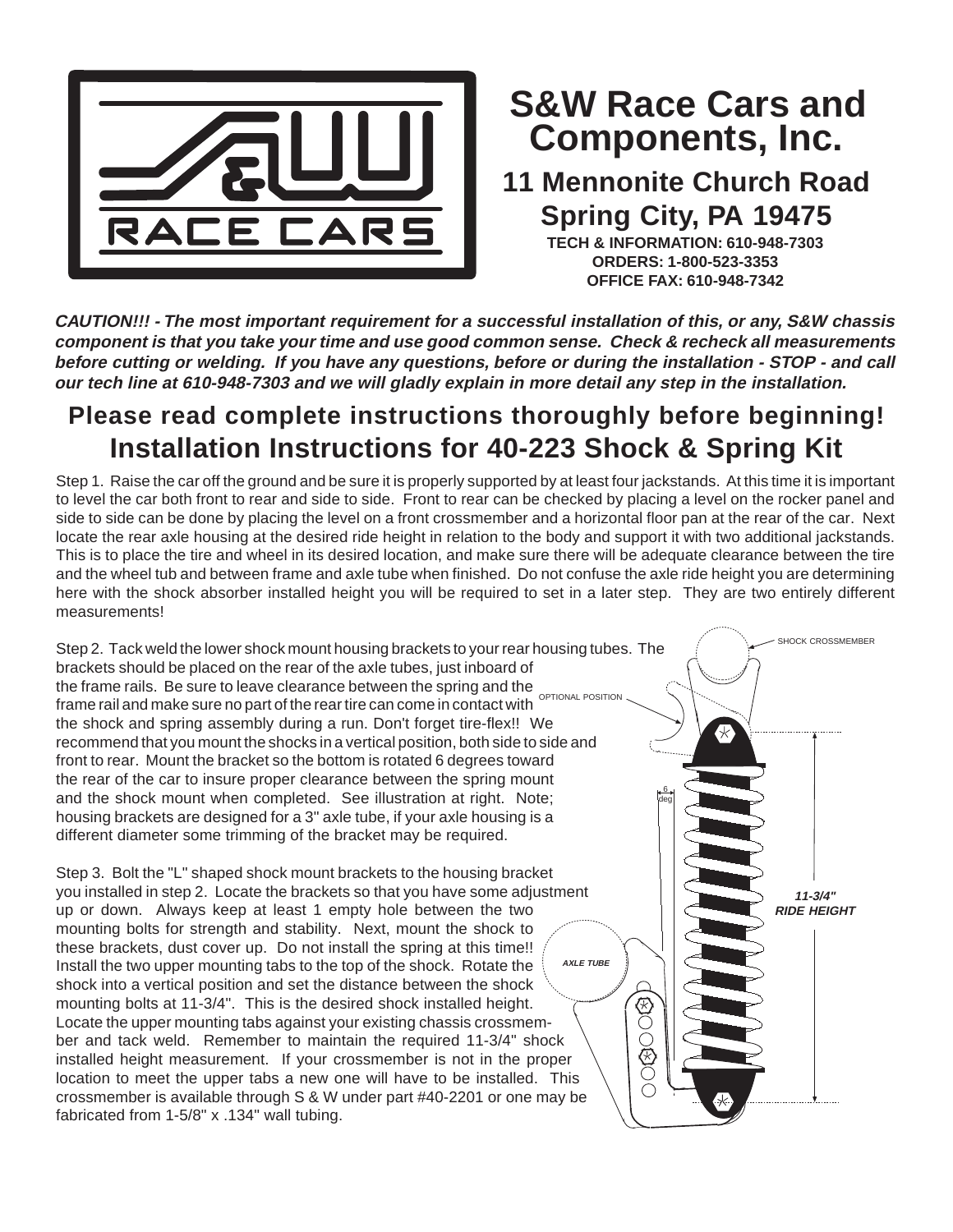# S&W Race Cars and Components, Inc.

## 11 Mennonite Church Road
## Spring City, PA 19475

**TECH & INFORMATION: 610-948-7303**
**ORDERS: 1-800-523-3353**
**OFFICE FAX: 610-948-7342**

***CAUTION!!! - The most important requirement for a successful installation of this, or any, S&W chassis component is that you take your time and use good common sense. Check & recheck all measurements before cutting or welding. If you have any questions, before or during the installation - STOP - and call our tech line at 610-948-7303 and we will gladly explain in more detail any step in the installation.***

## Please read complete instructions thoroughly before beginning!

# Installation Instructions for 40-223 Shock & Spring Kit

Step 1. Raise the car off the ground and be sure it is properly supported by at least four jackstands. At this time it is important to level the car both front to rear and side to side. Front to rear can be checked by placing a level on the rocker panel and side to side can be done by placing the level on a front crossmember and a horizontal floor pan at the rear of the car. Next locate the rear axle housing at the desired ride height in relation to the body and support it with two additional jackstands. This is to place the tire and wheel in its desired location, and make sure there will be adequate clearance between the tire and the wheel tub and between frame and axle tube when finished. Do not confuse the axle ride height you are determining here with the shock absorber installed height you will be required to set in a later step. They are two entirely different measurements!

Step 2. Tack weld the lower shock mount housing brackets to your rear housing tubes. The brackets should be placed on the rear of the axle tubes, just inboard of the frame rails. Be sure to leave clearance between the spring and the frame rail and make sure no part of the rear tire can come in contact with the shock and spring assembly during a run. Don't forget tire-flex!! We recommend that you mount the shocks in a vertical position, both side to side and front to rear. Mount the bracket so the bottom is rotated 6 degrees toward the rear of the car to insure proper clearance between the spring mount and the shock mount when completed. See illustration at right. Note; housing brackets are designed for a 3" axle tube, if your axle housing is a different diameter some trimming of the bracket may be required.

Step 3. Bolt the "L" shaped shock mount brackets to the housing bracket you installed in step 2. Locate the brackets so that you have some adjustment up or down. Always keep at least 1 empty hole between the two mounting bolts for strength and stability. Next, mount the shock to these brackets, dust cover up. Do not install the spring at this time!! Install the two upper mounting tabs to the top of the shock. Rotate the shock into a vertical position and set the distance between the shock mounting bolts at 11-3/4". This is the desired shock installed height. Locate the upper mounting tabs against your existing chassis crossmember and tack weld. Remember to maintain the required 11-3/4" shock installed height measurement. If your crossmember is not in the proper location to meet the upper tabs a new one will have to be installed. This crossmember is available through S & W under part #40-2201 or one may be fabricated from 1-5/8" x .134" wall tubing.

SHOCK CROSSMEMBER

OPTIONAL POSITION

6 deg

*11-3/4" RIDE HEIGHT*

*AXLE TUBE*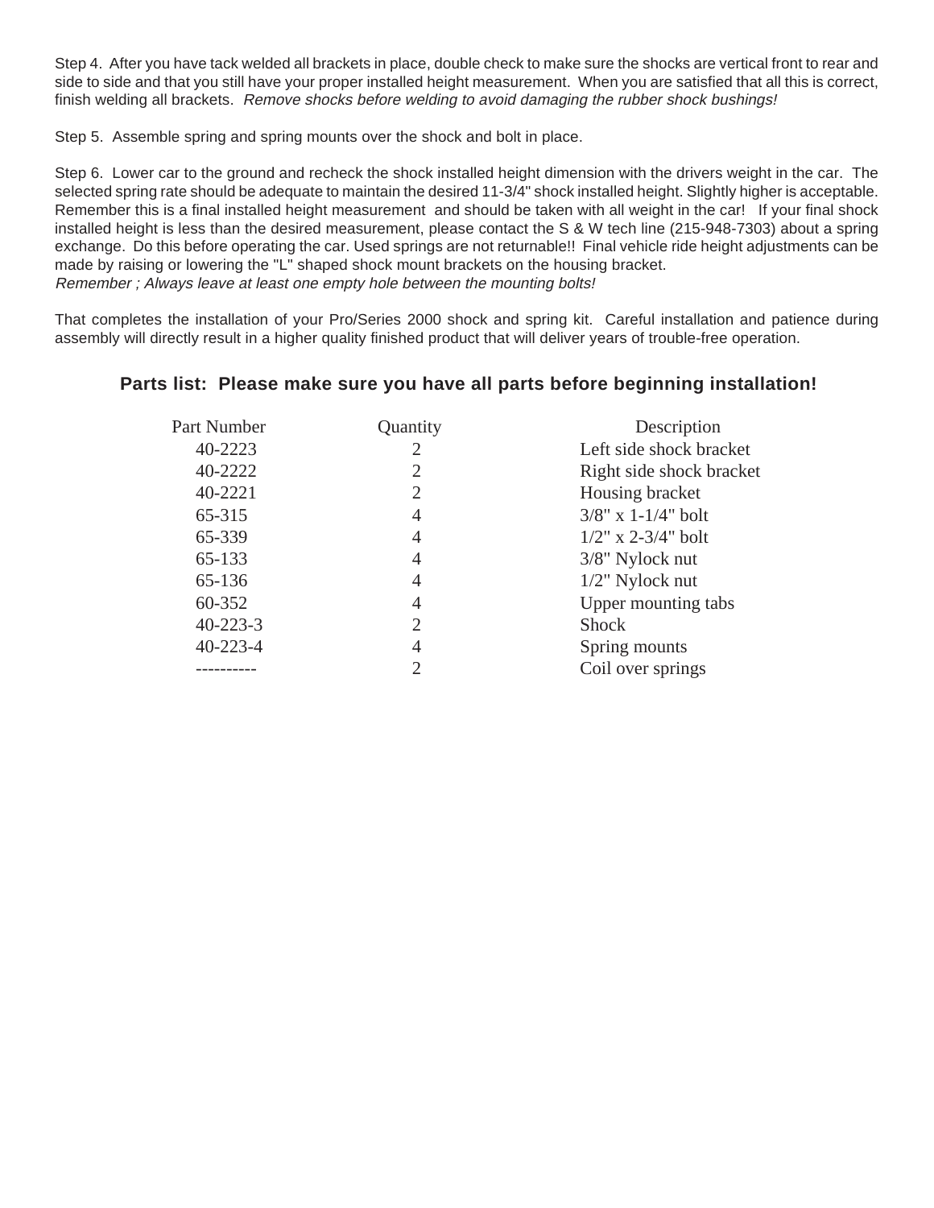Step 4. After you have tack welded all brackets in place, double check to make sure the shocks are vertical front to rear and side to side and that you still have your proper installed height measurement. When you are satisfied that all this is correct, finish welding all brackets. *Remove shocks before welding to avoid damaging the rubber shock bushings!*

Step 5. Assemble spring and spring mounts over the shock and bolt in place.

Step 6. Lower car to the ground and recheck the shock installed height dimension with the drivers weight in the car. The selected spring rate should be adequate to maintain the desired 11-3/4" shock installed height. Slightly higher is acceptable. Remember this is a final installed height measurement and should be taken with all weight in the car! If your final shock installed height is less than the desired measurement, please contact the S & W tech line (215-948-7303) about a spring exchange. Do this before operating the car. Used springs are not returnable!! Final vehicle ride height adjustments can be made by raising or lowering the "L" shaped shock mount brackets on the housing bracket.
*Remember ; Always leave at least one empty hole between the mounting bolts!*

That completes the installation of your Pro/Series 2000 shock and spring kit. Careful installation and patience during assembly will directly result in a higher quality finished product that will deliver years of trouble-free operation.

## Parts list: Please make sure you have all parts before beginning installation!

| Part Number | Quantity | Description |
|---|---|---|
| 40-2223 | 2 | Left side shock bracket |
| 40-2222 | 2 | Right side shock bracket |
| 40-2221 | 2 | Housing bracket |
| 65-315 | 4 | 3/8" x 1-1/4" bolt |
| 65-339 | 4 | 1/2" x 2-3/4" bolt |
| 65-133 | 4 | 3/8" Nylock nut |
| 65-136 | 4 | 1/2" Nylock nut |
| 60-352 | 4 | Upper mounting tabs |
| 40-223-3 | 2 | Shock |
| 40-223-4 | 4 | Spring mounts |
| ---------- | 2 | Coil over springs |